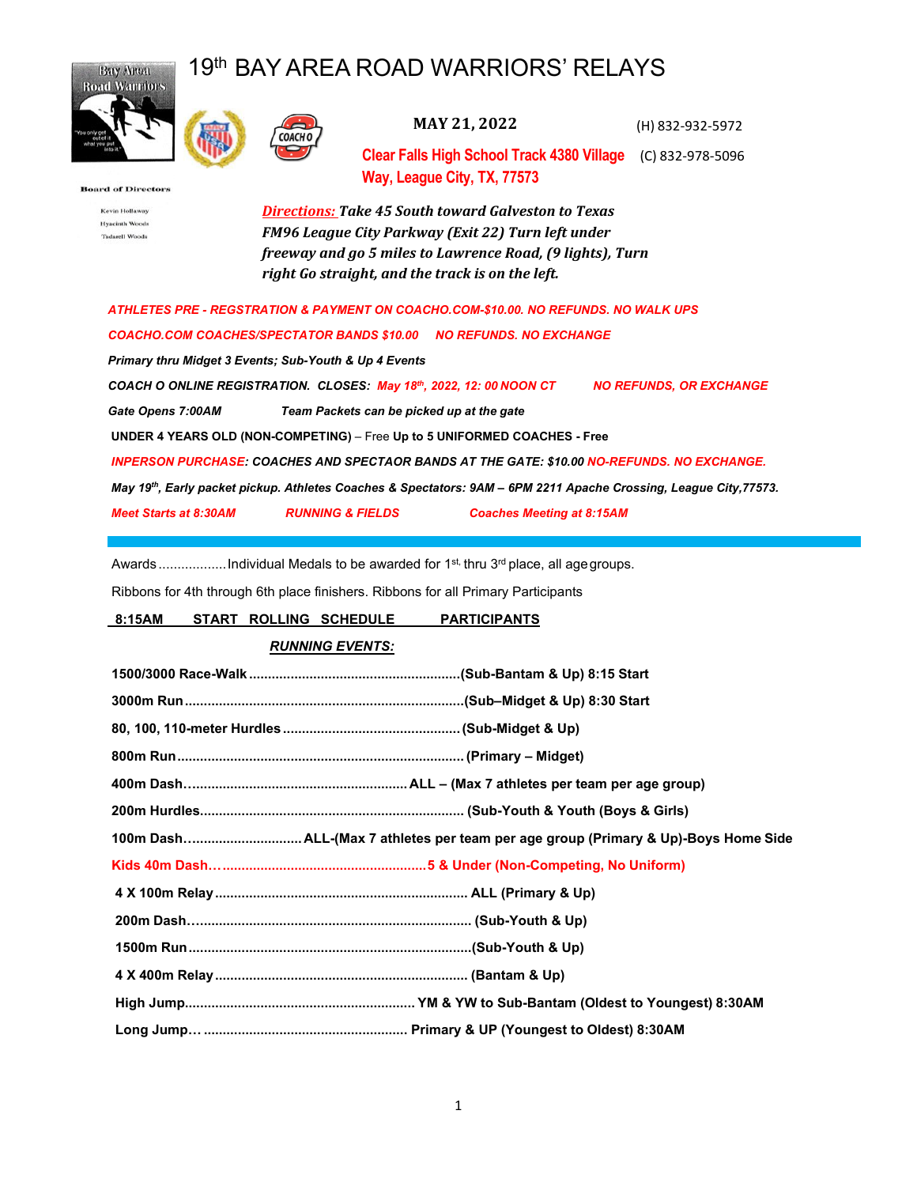# 19th BAY AREA ROAD WARRIORS' RELAYS

Bay Area Road Warriors

"You only get out of it what you put into it."

**Board of Directors**

Kevin Holloway
Hyacinth Woods
Tadarell Woods

**MAY 21, 2022**

(H) 832-932-5972

**Clear Falls High School Track 4380 Village Way, League City, TX, 77573**

(C) 832-978-5096

***Directions:*** ***Take 45 South toward Galveston to Texas FM96 League City Parkway (Exit 22) Turn left under freeway and go 5 miles to Lawrence Road, (9 lights), Turn right Go straight, and the track is on the left.***

***ATHLETES PRE - REGSTRATION & PAYMENT ON COACHO.COM-$10.00. NO REFUNDS. NO WALK UPS***

***COACHO.COM COACHES/SPECTATOR BANDS $10.00 NO REFUNDS. NO EXCHANGE***

***Primary thru Midget 3 Events; Sub-Youth & Up 4 Events***

***COACH O ONLINE REGISTRATION. CLOSES: May 18th, 2022, 12: 00 NOON CT NO REFUNDS, OR EXCHANGE***

***Gate Opens 7:00AM Team Packets can be picked up at the gate***

**UNDER 4 YEARS OLD (NON-COMPETING)** – Free **Up to 5 UNIFORMED COACHES - Free**

***INPERSON PURCHASE: COACHES AND SPECTAOR BANDS AT THE GATE: $10.00 NO-REFUNDS. NO EXCHANGE.***

***May 19th, Early packet pickup. Athletes Coaches & Spectators: 9AM – 6PM 2211 Apache Crossing, League City,77573.***

***Meet Starts at 8:30AM RUNNING & FIELDS Coaches Meeting at 8:15AM***

---

Awards .................Individual Medals to be awarded for 1st thru 3rd place, all age groups.

Ribbons for 4th through 6th place finishers. Ribbons for all Primary Participants

**8:15AM START ROLLING SCHEDULE PARTICIPANTS**

***RUNNING EVENTS:***

**1500/3000 Race-Walk .......................................................(Sub-Bantam & Up) 8:15 Start**

**3000m Run .........................................................................(Sub–Midget & Up) 8:30 Start**

**80, 100, 110-meter Hurdles ..............................................(Sub-Midget & Up)**

**800m Run ...........................................................................(Primary – Midget)**

**400m Dash…......................................................ALL – (Max 7 athletes per team per age group)**

**200m Hurdles.....................................................................(Sub-Youth & Youth (Boys & Girls)**

**100m Dash…...........................ALL-(Max 7 athletes per team per age group (Primary & Up)-Boys Home Side**

**Kids 40m Dash…....................................................5 & Under (Non-Competing, No Uniform)**

**4 X 100m Relay .................................................................ALL (Primary & Up)**

**200m Dash….......................................................................(Sub-Youth & Up)**

**1500m Run .........................................................................(Sub-Youth & Up)**

**4 X 400m Relay .................................................................(Bantam & Up)**

**High Jump............................................................YM & YW to Sub-Bantam (Oldest to Youngest) 8:30AM**

**Long Jump… .....................................................Primary & UP (Youngest to Oldest) 8:30AM**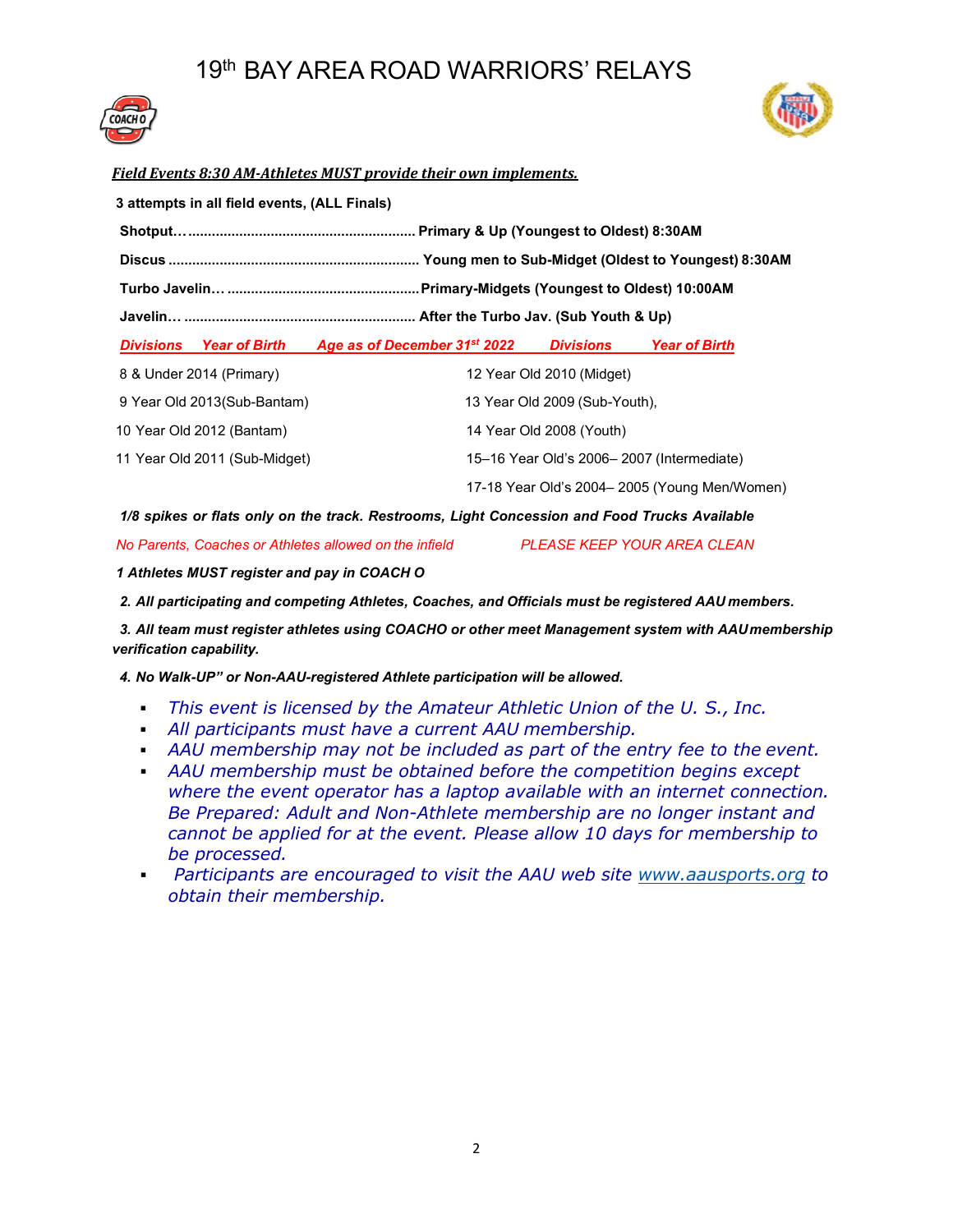# 19th BAY AREA ROAD WARRIORS' RELAYS

***Field Events 8:30 AM-Athletes MUST provide their own implements.***

**3 attempts in all field events, (ALL Finals)**

**Shotput…........................................................... Primary & Up (Youngest to Oldest) 8:30AM**

**Discus ................................................................ Young men to Sub-Midget (Oldest to Youngest) 8:30AM**

**Turbo Javelin… ................................................Primary-Midgets (Youngest to Oldest) 10:00AM**

**Javelin… .......................................................... After the Turbo Jav. (Sub Youth & Up)**

| Divisions Year of Birth | Age as of December 31st 2022 | Divisions Year of Birth |
|---|---|---|
| 8 & Under 2014 (Primary) | | 12 Year Old 2010 (Midget) |
| 9 Year Old 2013(Sub-Bantam) | | 13 Year Old 2009 (Sub-Youth), |
| 10 Year Old 2012 (Bantam) | | 14 Year Old 2008 (Youth) |
| 11 Year Old 2011 (Sub-Midget) | | 15–16 Year Old's 2006– 2007 (Intermediate) |
| | | 17-18 Year Old's 2004– 2005 (Young Men/Women) |

***1/8 spikes or flats only on the track. Restrooms, Light Concession and Food Trucks Available***

*No Parents, Coaches or Athletes allowed on the infield* *PLEASE KEEP YOUR AREA CLEAN*

***1 Athletes MUST register and pay in COACH O***

***2. All participating and competing Athletes, Coaches, and Officials must be registered AAU members.***

***3. All team must register athletes using COACHO or other meet Management system with AAU membership verification capability.***

***4. No Walk-UP" or Non-AAU-registered Athlete participation will be allowed.***

- *This event is licensed by the Amateur Athletic Union of the U. S., Inc.*
- *All participants must have a current AAU membership.*
- *AAU membership may not be included as part of the entry fee to the event.*
- *AAU membership must be obtained before the competition begins except where the event operator has a laptop available with an internet connection. Be Prepared: Adult and Non-Athlete membership are no longer instant and cannot be applied for at the event. Please allow 10 days for membership to be processed.*
- *Participants are encouraged to visit the AAU web site www.aausports.org to obtain their membership.*